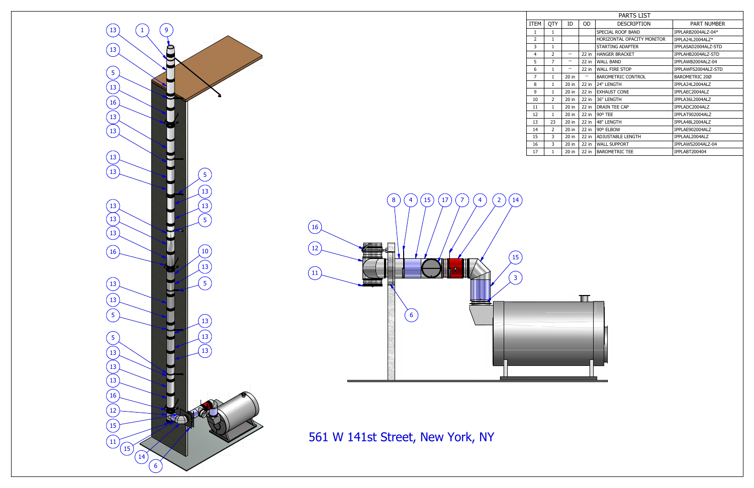| PARTS LIST | | | | | |
|---|---|---|---|---|---|
| ITEM | QTY | ID | OD | DESCRIPTION | PART NUMBER |
| 1 | 1 | | | SPECIAL ROOF BAND | IPPLARB2004ALZ-04* |
| 2 | 1 | | | HORIZONTAL OPACITY MONITOR | IPPLA24L2004ALZ* |
| 3 | 1 | | | STARTING ADAPTER | IPPLASAD2004ALZ-STD |
| 4 | 2 | -- | 22 in | HANGER BRACKET | IPPLAHB2004ALZ-STD |
| 5 | 7 | -- | 22 in | WALL BAND | IPPLAWB2004ALZ-04 |
| 6 | 1 | -- | 22 in | WALL FIRE STOP | IPPLAWFS2004ALZ-STD |
| 7 | 1 | 20 in | -- | BAROMETRIC CONTROL | BAROMETRIC 20Ø |
| 8 | 1 | 20 in | 22 in | 24" LENGTH | IPPLA24L2004ALZ |
| 9 | 1 | 20 in | 22 in | EXHAUST CONE | IPPLAEC2004ALZ |
| 10 | 2 | 20 in | 22 in | 36" LENGTH | IPPLA36L2004ALZ |
| 11 | 1 | 20 in | 22 in | DRAIN TEE CAP | IPPLADC2004ALZ |
| 12 | 1 | 20 in | 22 in | 90º TEE | IPPLAT902004ALZ |
| 13 | 23 | 20 in | 22 in | 48" LENGTH | IPPLA48L2004ALZ |
| 14 | 2 | 20 in | 22 in | 90º ELBOW | IPPLAE902004ALZ |
| 15 | 3 | 20 in | 22 in | ADJUSTABLE LENGTH | IPPLAAL2004ALZ |
| 16 | 3 | 20 in | 22 in | WALL SUPPORT | IPPLAWS2004ALZ-04 |
| 17 | 1 | 20 in | 22 in | BAROMETRIC TEE | IPPLABT200404 |

561 W 141st Street, New York, NY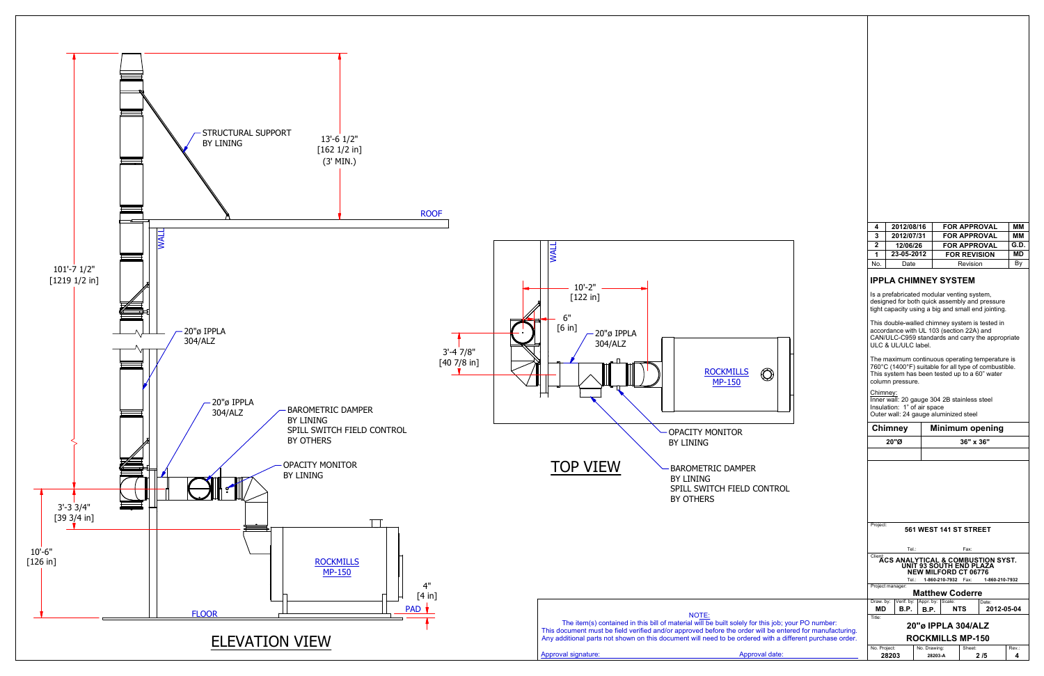## ELEVATION VIEW

STRUCTURAL SUPPORT BY LINING

13'-6 1/2"
[162 1/2 in]
(3' MIN.)

ROOF

WALL

101'-7 1/2"
[1219 1/2 in]

20"ø IPPLA 304/ALZ

20"ø IPPLA 304/ALZ

BAROMETRIC DAMPER
BY LINING
SPILL SWITCH FIELD CONTROL
BY OTHERS

OPACITY MONITOR
BY LINING

3'-3 3/4"
[39 3/4 in]

10'-6"
[126 in]

ROCKMILLS MP-150

4"
[4 in]

PAD

FLOOR

## TOP VIEW

WALL

10'-2"
[122 in]

6"
[6 in]

3'-4 7/8"
[40 7/8 in]

20"ø IPPLA 304/ALZ

ROCKMILLS MP-150

OPACITY MONITOR
BY LINING

BAROMETRIC DAMPER
BY LINING
SPILL SWITCH FIELD CONTROL
BY OTHERS

NOTE:
The item(s) contained in this bill of material will be built solely for this job; your PO number:
This document must be field verified and/or approved before the order will be entered for manufacturing.
Any additional parts not shown on this document will need to be ordered with a different purchase order.

Approval signature: Approval date:

| No. | Date | Revision | By |
|---|---|---|---|
| 4 | 2012/08/16 | FOR APPROVAL | MM |
| 3 | 2012/07/31 | FOR APPROVAL | MM |
| 2 | 12/06/26 | FOR APPROVAL | G.D. |
| 1 | 23-05-2012 | FOR REVISION | MD |

### IPPLA CHIMNEY SYSTEM

Is a prefabricated modular venting system, designed for both quick assembly and pressure tight capacity using a big and small end jointing.

This double-walled chimney system is tested in accordance with UL 103 (section 22A) and CAN/ULC-C959 standards and carry the appropriate ULC & UL/ULC label.

The maximum continuous operating temperature is 760°C (1400°F) suitable for all type of combustible. This system has been tested up to a 60" water column pressure.

Chimney:
Inner wall: 20 gauge 304 2B stainless steel
Insulation: 1" of air space
Outer wall: 24 gauge aluminized steel

| Chimney | Minimum opening |
|---|---|
| 20"Ø | 36" x 36" |
| | |

Project: **561 WEST 141 ST STREET**

Tel.: Fax:

Client: **ACS ANALYTICAL & COMBUSTION SYST.**
**UNIT 93 SOUTH END PLAZA**
**NEW MILFORD CT 06776**
Tel.: 1-860-210-7932 Fax: 1-860-210-7932

Project manager: **Matthew Coderre**

| Draw. by: | Verif. by: | Appr. by: | Scale: | Date: |
|---|---|---|---|---|
| MD | B.P. | B.P. | NTS | 2012-05-04 |

Title: **20"ø IPPLA 304/ALZ**
**ROCKMILLS MP-150**

| No. Project: | No. Drawing: | Sheet: | Rev.: |
|---|---|---|---|
| 28203 | 28203-A | 2 /5 | 4 |